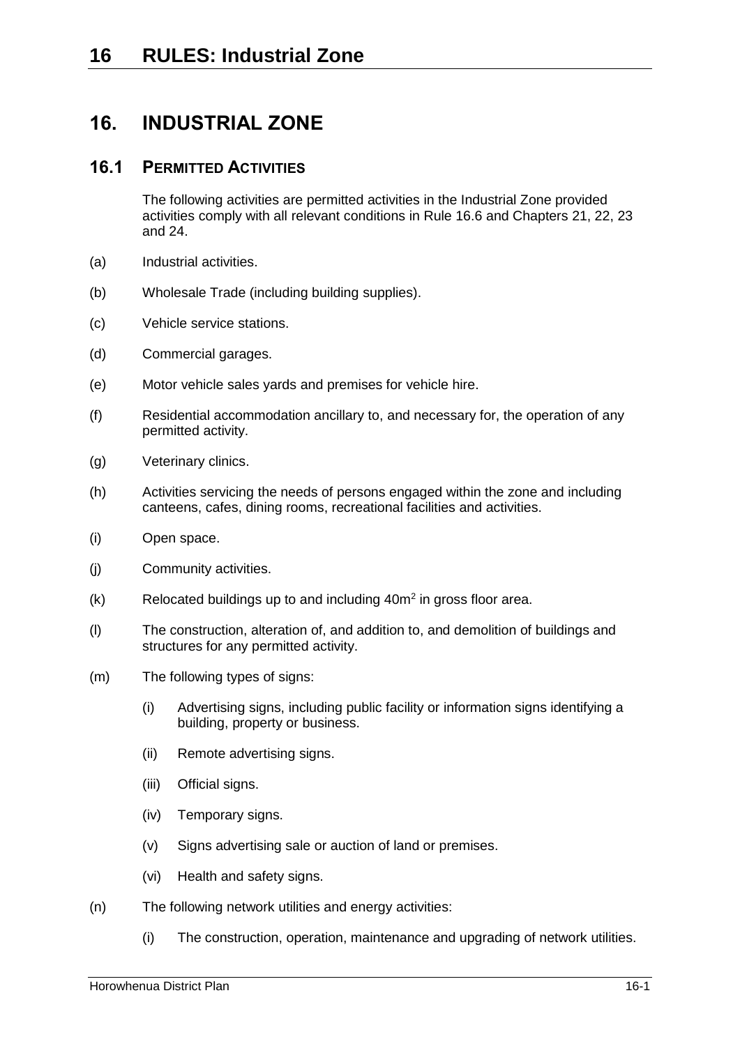# 16. INDUSTRIAL ZONE

## 16.1 PERMITTED ACTIVITIES

The following activities are permitted activities in the Industrial Zone provided activities comply with all relevant conditions in Rule 16.6 and Chapters 21, 22, 23 and 24.

(a) Industrial activities.

(b) Wholesale Trade (including building supplies).

(c) Vehicle service stations.

(d) Commercial garages.

(e) Motor vehicle sales yards and premises for vehicle hire.

(f) Residential accommodation ancillary to, and necessary for, the operation of any permitted activity.

(g) Veterinary clinics.

(h) Activities servicing the needs of persons engaged within the zone and including canteens, cafes, dining rooms, recreational facilities and activities.

(i) Open space.

(j) Community activities.

(k) Relocated buildings up to and including $40m^2$ in gross floor area.

(l) The construction, alteration of, and addition to, and demolition of buildings and structures for any permitted activity.

(m) The following types of signs:

  (i) Advertising signs, including public facility or information signs identifying a building, property or business.

  (ii) Remote advertising signs.

  (iii) Official signs.

  (iv) Temporary signs.

  (v) Signs advertising sale or auction of land or premises.

  (vi) Health and safety signs.

(n) The following network utilities and energy activities:

  (i) The construction, operation, maintenance and upgrading of network utilities.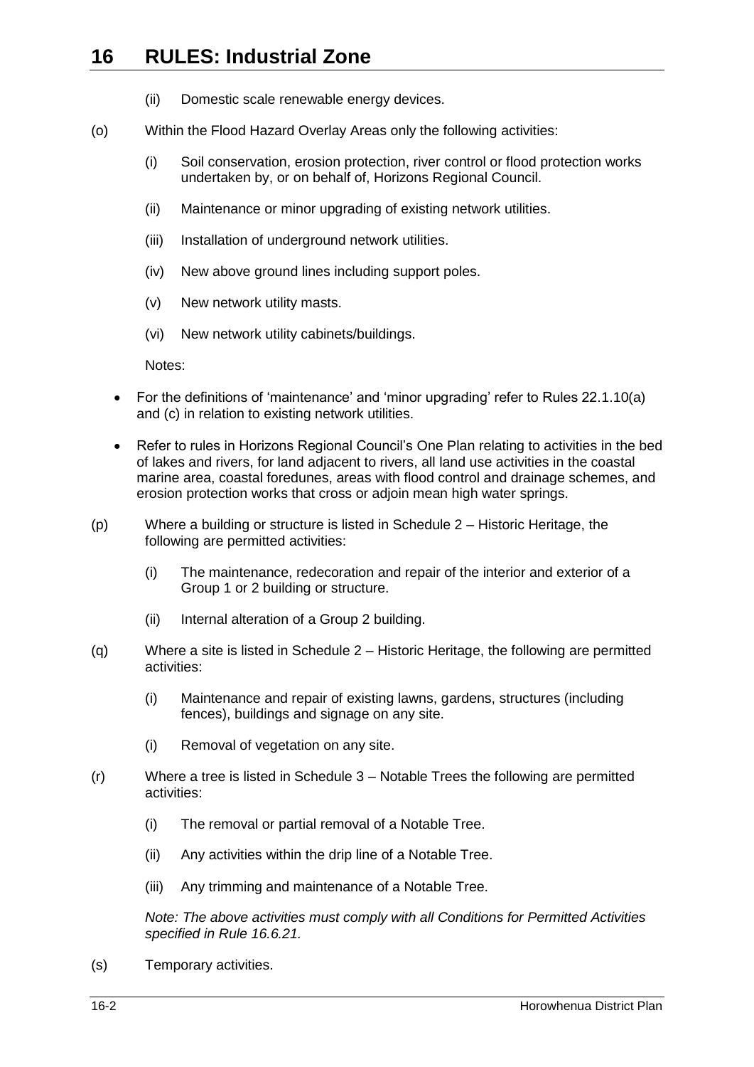(ii) Domestic scale renewable energy devices.

(o) Within the Flood Hazard Overlay Areas only the following activities:

(i) Soil conservation, erosion protection, river control or flood protection works undertaken by, or on behalf of, Horizons Regional Council.

(ii) Maintenance or minor upgrading of existing network utilities.

(iii) Installation of underground network utilities.

(iv) New above ground lines including support poles.

(v) New network utility masts.

(vi) New network utility cabinets/buildings.

Notes:

- For the definitions of 'maintenance' and 'minor upgrading' refer to Rules 22.1.10(a) and (c) in relation to existing network utilities.
- Refer to rules in Horizons Regional Council's One Plan relating to activities in the bed of lakes and rivers, for land adjacent to rivers, all land use activities in the coastal marine area, coastal foredunes, areas with flood control and drainage schemes, and erosion protection works that cross or adjoin mean high water springs.

(p) Where a building or structure is listed in Schedule 2 – Historic Heritage, the following are permitted activities:

(i) The maintenance, redecoration and repair of the interior and exterior of a Group 1 or 2 building or structure.

(ii) Internal alteration of a Group 2 building.

(q) Where a site is listed in Schedule 2 – Historic Heritage, the following are permitted activities:

(i) Maintenance and repair of existing lawns, gardens, structures (including fences), buildings and signage on any site.

(i) Removal of vegetation on any site.

(r) Where a tree is listed in Schedule 3 – Notable Trees the following are permitted activities:

(i) The removal or partial removal of a Notable Tree.

(ii) Any activities within the drip line of a Notable Tree.

(iii) Any trimming and maintenance of a Notable Tree.

*Note: The above activities must comply with all Conditions for Permitted Activities specified in Rule 16.6.21.*

(s) Temporary activities.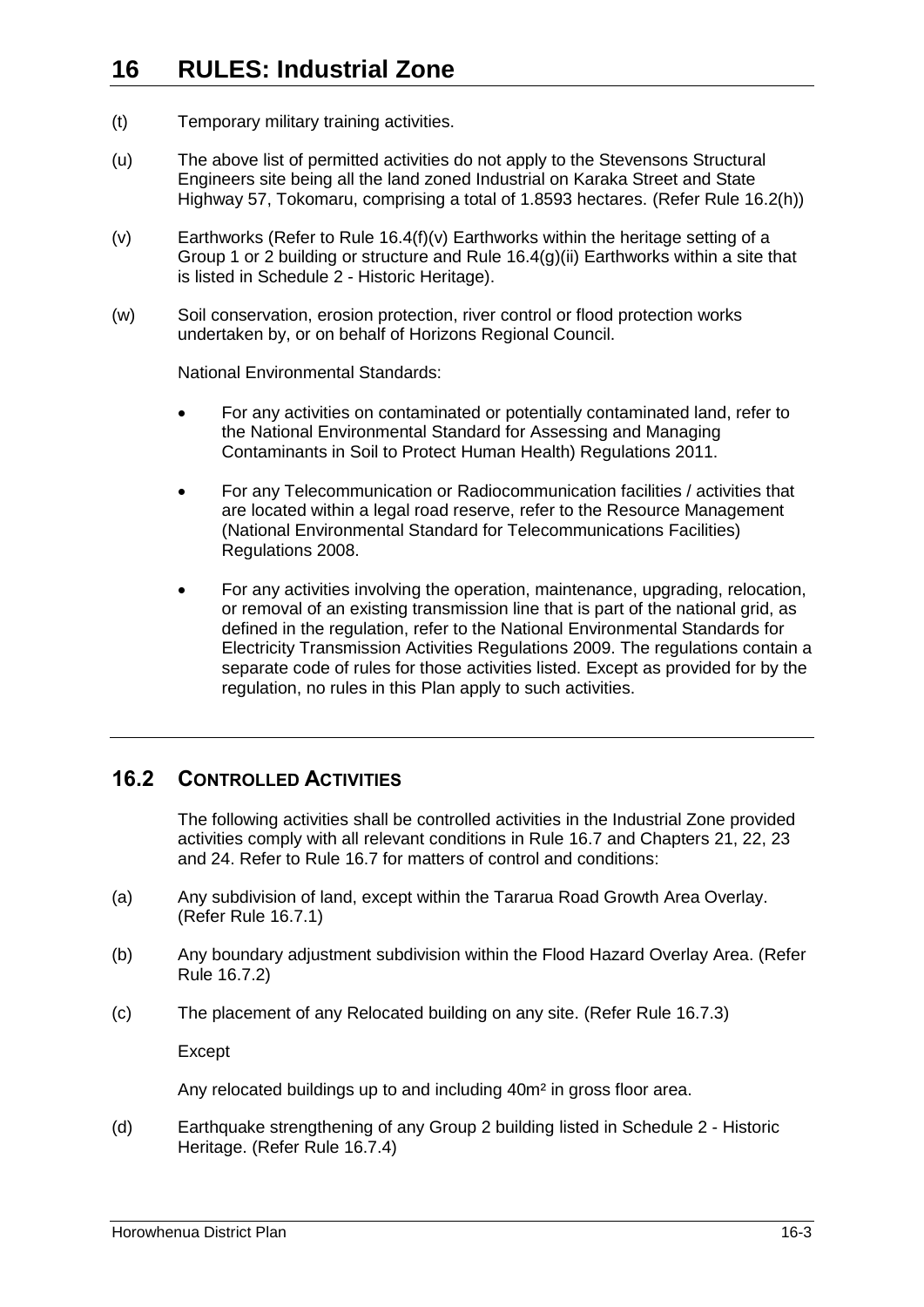# 16 RULES: Industrial Zone

(t) Temporary military training activities.

(u) The above list of permitted activities do not apply to the Stevensons Structural Engineers site being all the land zoned Industrial on Karaka Street and State Highway 57, Tokomaru, comprising a total of 1.8593 hectares. (Refer Rule 16.2(h))

(v) Earthworks (Refer to Rule 16.4(f)(v) Earthworks within the heritage setting of a Group 1 or 2 building or structure and Rule 16.4(g)(ii) Earthworks within a site that is listed in Schedule 2 - Historic Heritage).

(w) Soil conservation, erosion protection, river control or flood protection works undertaken by, or on behalf of Horizons Regional Council.

National Environmental Standards:

- For any activities on contaminated or potentially contaminated land, refer to the National Environmental Standard for Assessing and Managing Contaminants in Soil to Protect Human Health) Regulations 2011.
- For any Telecommunication or Radiocommunication facilities / activities that are located within a legal road reserve, refer to the Resource Management (National Environmental Standard for Telecommunications Facilities) Regulations 2008.
- For any activities involving the operation, maintenance, upgrading, relocation, or removal of an existing transmission line that is part of the national grid, as defined in the regulation, refer to the National Environmental Standards for Electricity Transmission Activities Regulations 2009. The regulations contain a separate code of rules for those activities listed. Except as provided for by the regulation, no rules in this Plan apply to such activities.

## 16.2 CONTROLLED ACTIVITIES

The following activities shall be controlled activities in the Industrial Zone provided activities comply with all relevant conditions in Rule 16.7 and Chapters 21, 22, 23 and 24. Refer to Rule 16.7 for matters of control and conditions:

(a) Any subdivision of land, except within the Tararua Road Growth Area Overlay. (Refer Rule 16.7.1)

(b) Any boundary adjustment subdivision within the Flood Hazard Overlay Area. (Refer Rule 16.7.2)

(c) The placement of any Relocated building on any site. (Refer Rule 16.7.3)

Except

Any relocated buildings up to and including 40m² in gross floor area.

(d) Earthquake strengthening of any Group 2 building listed in Schedule 2 - Historic Heritage. (Refer Rule 16.7.4)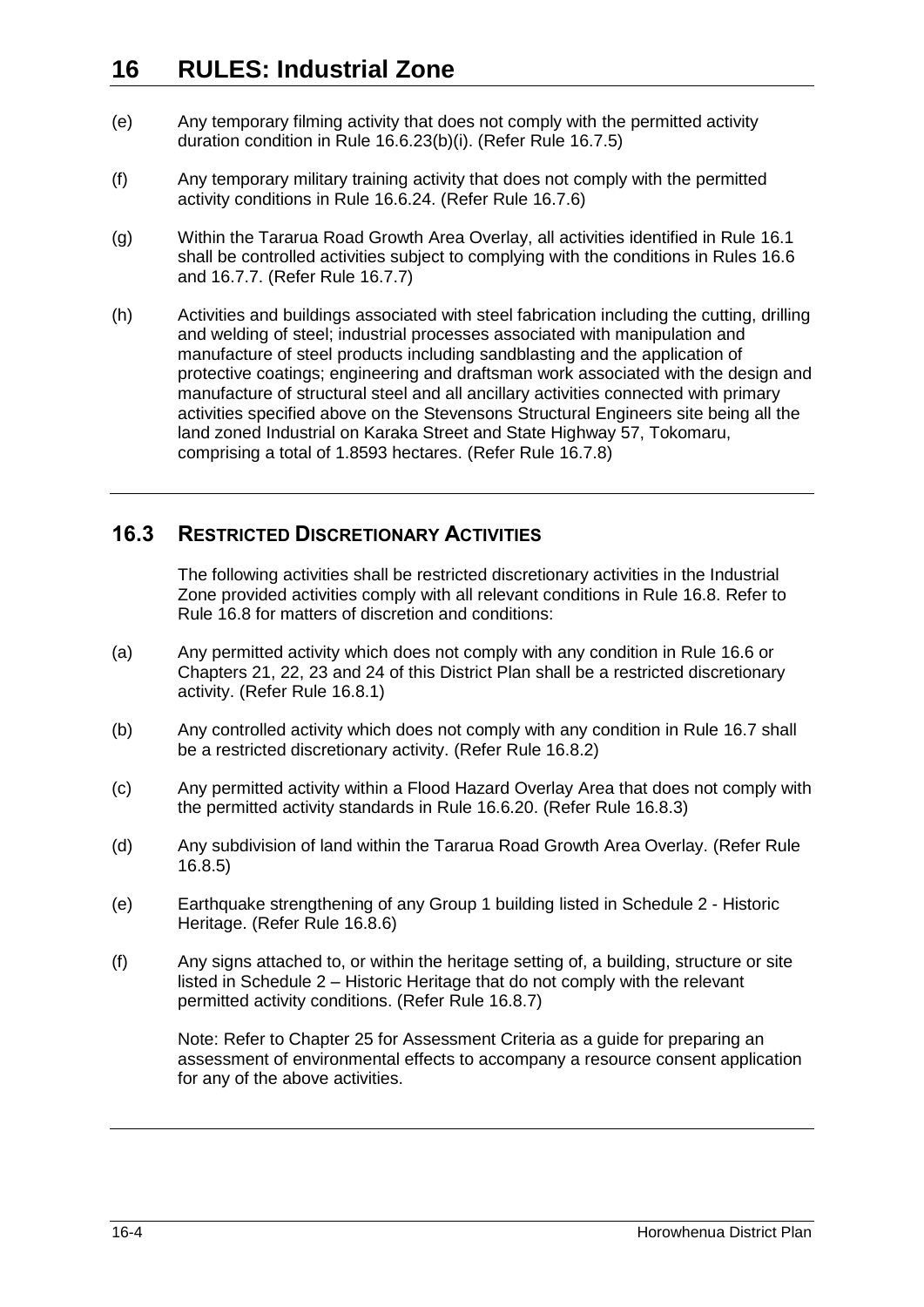(e) Any temporary filming activity that does not comply with the permitted activity duration condition in Rule 16.6.23(b)(i). (Refer Rule 16.7.5)

(f) Any temporary military training activity that does not comply with the permitted activity conditions in Rule 16.6.24. (Refer Rule 16.7.6)

(g) Within the Tararua Road Growth Area Overlay, all activities identified in Rule 16.1 shall be controlled activities subject to complying with the conditions in Rules 16.6 and 16.7.7. (Refer Rule 16.7.7)

(h) Activities and buildings associated with steel fabrication including the cutting, drilling and welding of steel; industrial processes associated with manipulation and manufacture of steel products including sandblasting and the application of protective coatings; engineering and draftsman work associated with the design and manufacture of structural steel and all ancillary activities connected with primary activities specified above on the Stevensons Structural Engineers site being all the land zoned Industrial on Karaka Street and State Highway 57, Tokomaru, comprising a total of 1.8593 hectares. (Refer Rule 16.7.8)

## 16.3 Restricted Discretionary Activities

The following activities shall be restricted discretionary activities in the Industrial Zone provided activities comply with all relevant conditions in Rule 16.8. Refer to Rule 16.8 for matters of discretion and conditions:

(a) Any permitted activity which does not comply with any condition in Rule 16.6 or Chapters 21, 22, 23 and 24 of this District Plan shall be a restricted discretionary activity. (Refer Rule 16.8.1)

(b) Any controlled activity which does not comply with any condition in Rule 16.7 shall be a restricted discretionary activity. (Refer Rule 16.8.2)

(c) Any permitted activity within a Flood Hazard Overlay Area that does not comply with the permitted activity standards in Rule 16.6.20. (Refer Rule 16.8.3)

(d) Any subdivision of land within the Tararua Road Growth Area Overlay. (Refer Rule 16.8.5)

(e) Earthquake strengthening of any Group 1 building listed in Schedule 2 - Historic Heritage. (Refer Rule 16.8.6)

(f) Any signs attached to, or within the heritage setting of, a building, structure or site listed in Schedule 2 – Historic Heritage that do not comply with the relevant permitted activity conditions. (Refer Rule 16.8.7)

Note: Refer to Chapter 25 for Assessment Criteria as a guide for preparing an assessment of environmental effects to accompany a resource consent application for any of the above activities.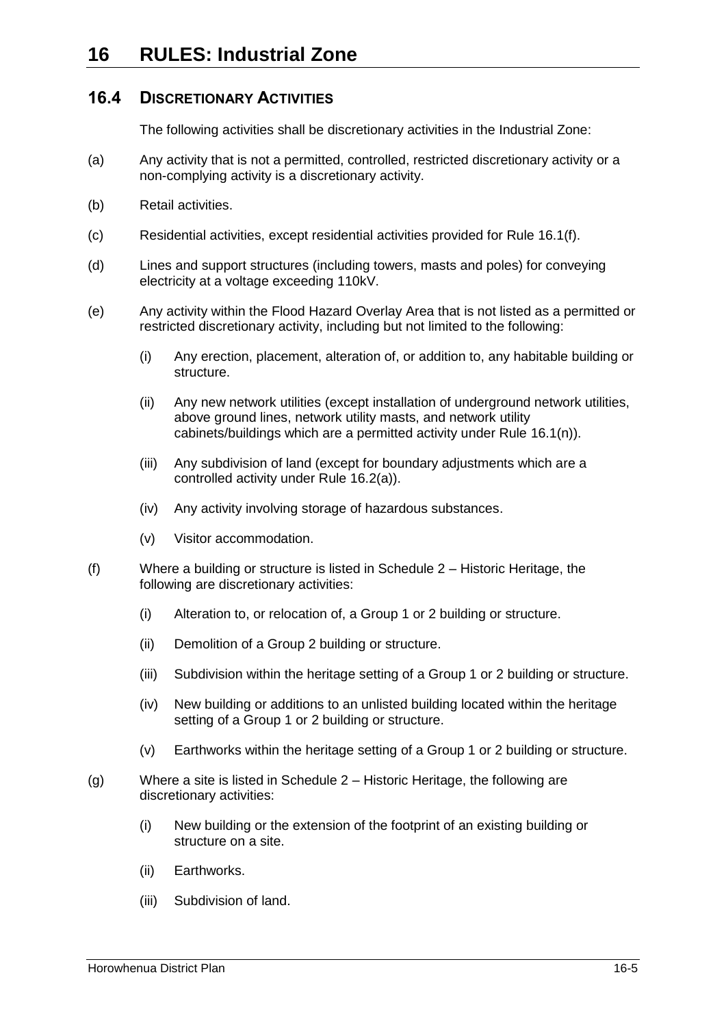# 16 RULES: Industrial Zone

## 16.4 DISCRETIONARY ACTIVITIES

The following activities shall be discretionary activities in the Industrial Zone:

(a) Any activity that is not a permitted, controlled, restricted discretionary activity or a non-complying activity is a discretionary activity.

(b) Retail activities.

(c) Residential activities, except residential activities provided for Rule 16.1(f).

(d) Lines and support structures (including towers, masts and poles) for conveying electricity at a voltage exceeding 110kV.

(e) Any activity within the Flood Hazard Overlay Area that is not listed as a permitted or restricted discretionary activity, including but not limited to the following:

  (i) Any erection, placement, alteration of, or addition to, any habitable building or structure.

  (ii) Any new network utilities (except installation of underground network utilities, above ground lines, network utility masts, and network utility cabinets/buildings which are a permitted activity under Rule 16.1(n)).

  (iii) Any subdivision of land (except for boundary adjustments which are a controlled activity under Rule 16.2(a)).

  (iv) Any activity involving storage of hazardous substances.

  (v) Visitor accommodation.

(f) Where a building or structure is listed in Schedule 2 – Historic Heritage, the following are discretionary activities:

  (i) Alteration to, or relocation of, a Group 1 or 2 building or structure.

  (ii) Demolition of a Group 2 building or structure.

  (iii) Subdivision within the heritage setting of a Group 1 or 2 building or structure.

  (iv) New building or additions to an unlisted building located within the heritage setting of a Group 1 or 2 building or structure.

  (v) Earthworks within the heritage setting of a Group 1 or 2 building or structure.

(g) Where a site is listed in Schedule 2 – Historic Heritage, the following are discretionary activities:

  (i) New building or the extension of the footprint of an existing building or structure on a site.

  (ii) Earthworks.

  (iii) Subdivision of land.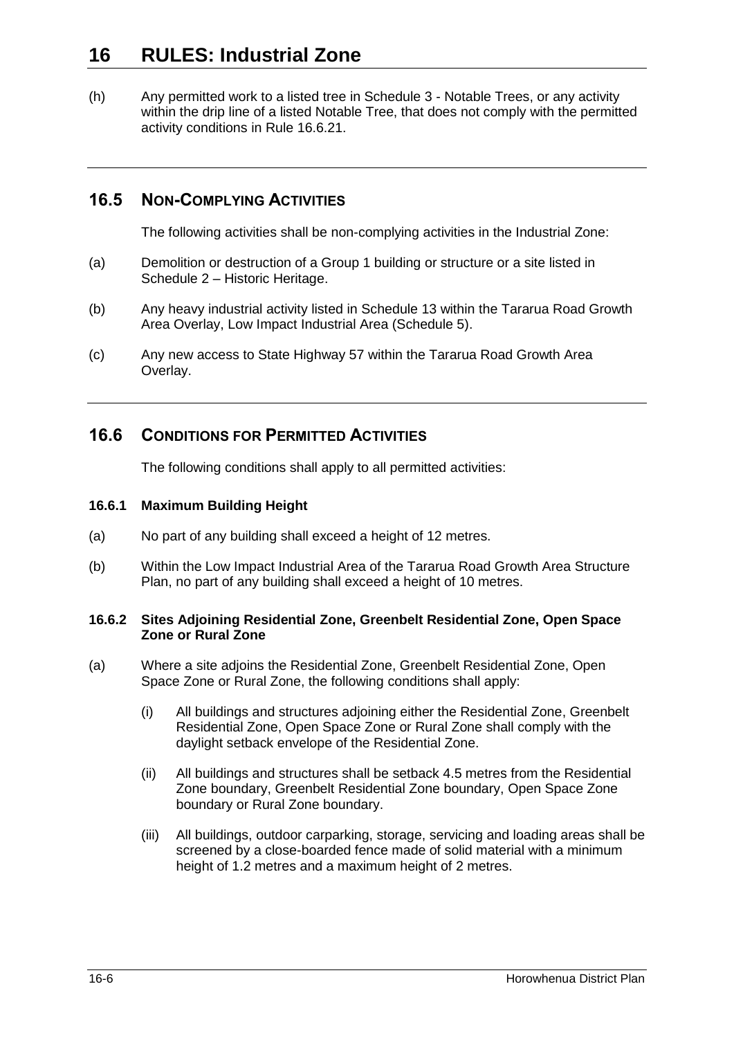(h) Any permitted work to a listed tree in Schedule 3 - Notable Trees, or any activity within the drip line of a listed Notable Tree, that does not comply with the permitted activity conditions in Rule 16.6.21.

## 16.5 NON-COMPLYING ACTIVITIES

The following activities shall be non-complying activities in the Industrial Zone:

(a) Demolition or destruction of a Group 1 building or structure or a site listed in Schedule 2 – Historic Heritage.

(b) Any heavy industrial activity listed in Schedule 13 within the Tararua Road Growth Area Overlay, Low Impact Industrial Area (Schedule 5).

(c) Any new access to State Highway 57 within the Tararua Road Growth Area Overlay.

## 16.6 CONDITIONS FOR PERMITTED ACTIVITIES

The following conditions shall apply to all permitted activities:

### 16.6.1 Maximum Building Height

(a) No part of any building shall exceed a height of 12 metres.

(b) Within the Low Impact Industrial Area of the Tararua Road Growth Area Structure Plan, no part of any building shall exceed a height of 10 metres.

### 16.6.2 Sites Adjoining Residential Zone, Greenbelt Residential Zone, Open Space Zone or Rural Zone

(a) Where a site adjoins the Residential Zone, Greenbelt Residential Zone, Open Space Zone or Rural Zone, the following conditions shall apply:

(i) All buildings and structures adjoining either the Residential Zone, Greenbelt Residential Zone, Open Space Zone or Rural Zone shall comply with the daylight setback envelope of the Residential Zone.

(ii) All buildings and structures shall be setback 4.5 metres from the Residential Zone boundary, Greenbelt Residential Zone boundary, Open Space Zone boundary or Rural Zone boundary.

(iii) All buildings, outdoor carparking, storage, servicing and loading areas shall be screened by a close-boarded fence made of solid material with a minimum height of 1.2 metres and a maximum height of 2 metres.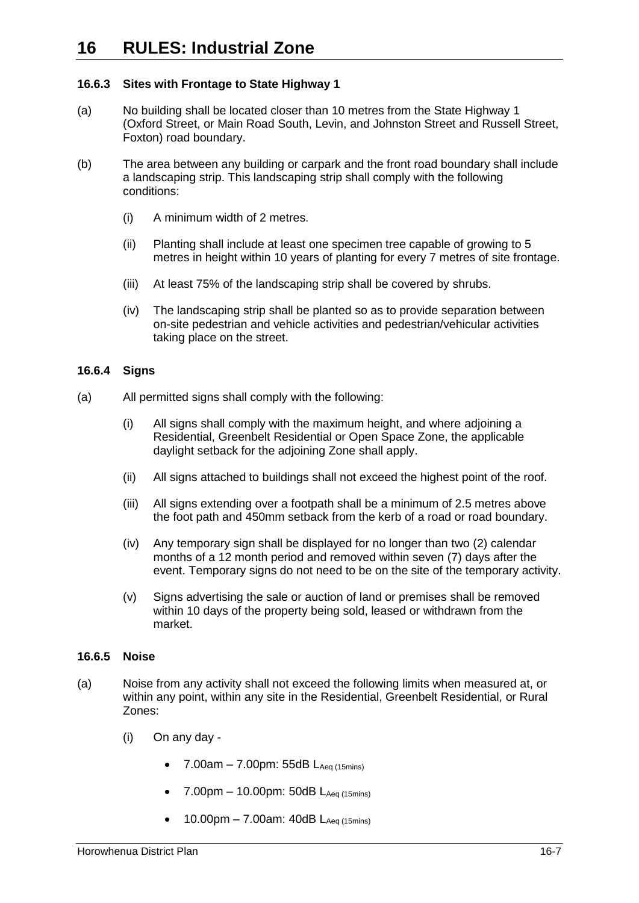# 16 RULES: Industrial Zone

### 16.6.3 Sites with Frontage to State Highway 1

(a) No building shall be located closer than 10 metres from the State Highway 1 (Oxford Street, or Main Road South, Levin, and Johnston Street and Russell Street, Foxton) road boundary.

(b) The area between any building or carpark and the front road boundary shall include a landscaping strip. This landscaping strip shall comply with the following conditions:

   (i) A minimum width of 2 metres.

   (ii) Planting shall include at least one specimen tree capable of growing to 5 metres in height within 10 years of planting for every 7 metres of site frontage.

   (iii) At least 75% of the landscaping strip shall be covered by shrubs.

   (iv) The landscaping strip shall be planted so as to provide separation between on-site pedestrian and vehicle activities and pedestrian/vehicular activities taking place on the street.

### 16.6.4 Signs

(a) All permitted signs shall comply with the following:

   (i) All signs shall comply with the maximum height, and where adjoining a Residential, Greenbelt Residential or Open Space Zone, the applicable daylight setback for the adjoining Zone shall apply.

   (ii) All signs attached to buildings shall not exceed the highest point of the roof.

   (iii) All signs extending over a footpath shall be a minimum of 2.5 metres above the foot path and 450mm setback from the kerb of a road or road boundary.

   (iv) Any temporary sign shall be displayed for no longer than two (2) calendar months of a 12 month period and removed within seven (7) days after the event. Temporary signs do not need to be on the site of the temporary activity.

   (v) Signs advertising the sale or auction of land or premises shall be removed within 10 days of the property being sold, leased or withdrawn from the market.

### 16.6.5 Noise

(a) Noise from any activity shall not exceed the following limits when measured at, or within any point, within any site in the Residential, Greenbelt Residential, or Rural Zones:

   (i) On any day -

   - 7.00am – 7.00pm: 55dB $L_{Aeq\ (15mins)}$
   - 7.00pm – 10.00pm: 50dB $L_{Aeq\ (15mins)}$
   - 10.00pm – 7.00am: 40dB $L_{Aeq\ (15mins)}$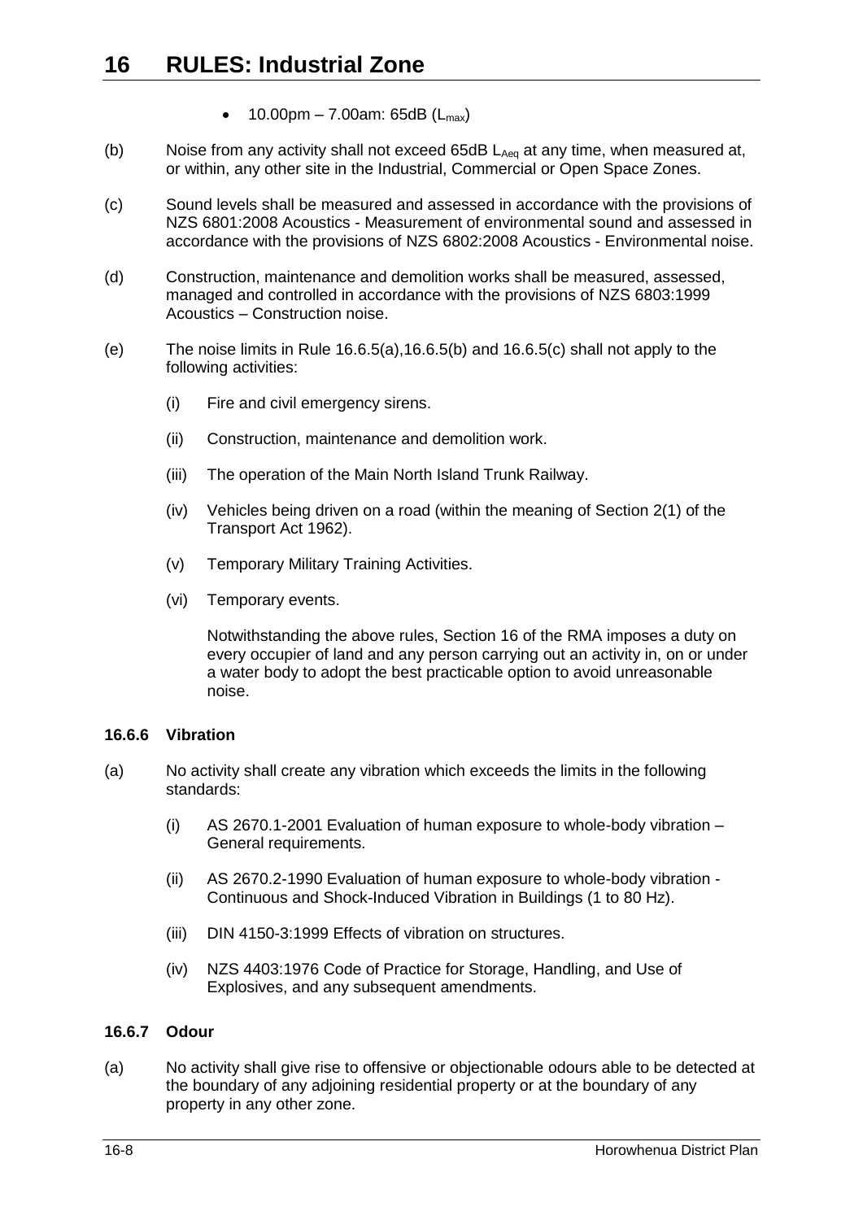- 10.00pm – 7.00am: 65dB ($L_{max}$)

(b) Noise from any activity shall not exceed 65dB $L_{Aeq}$ at any time, when measured at, or within, any other site in the Industrial, Commercial or Open Space Zones.

(c) Sound levels shall be measured and assessed in accordance with the provisions of NZS 6801:2008 Acoustics - Measurement of environmental sound and assessed in accordance with the provisions of NZS 6802:2008 Acoustics - Environmental noise.

(d) Construction, maintenance and demolition works shall be measured, assessed, managed and controlled in accordance with the provisions of NZS 6803:1999 Acoustics – Construction noise.

(e) The noise limits in Rule 16.6.5(a),16.6.5(b) and 16.6.5(c) shall not apply to the following activities:

   (i) Fire and civil emergency sirens.

   (ii) Construction, maintenance and demolition work.

   (iii) The operation of the Main North Island Trunk Railway.

   (iv) Vehicles being driven on a road (within the meaning of Section 2(1) of the Transport Act 1962).

   (v) Temporary Military Training Activities.

   (vi) Temporary events.

   Notwithstanding the above rules, Section 16 of the RMA imposes a duty on every occupier of land and any person carrying out an activity in, on or under a water body to adopt the best practicable option to avoid unreasonable noise.

### 16.6.6 Vibration

(a) No activity shall create any vibration which exceeds the limits in the following standards:

   (i) AS 2670.1-2001 Evaluation of human exposure to whole-body vibration – General requirements.

   (ii) AS 2670.2-1990 Evaluation of human exposure to whole-body vibration - Continuous and Shock-Induced Vibration in Buildings (1 to 80 Hz).

   (iii) DIN 4150-3:1999 Effects of vibration on structures.

   (iv) NZS 4403:1976 Code of Practice for Storage, Handling, and Use of Explosives, and any subsequent amendments.

### 16.6.7 Odour

(a) No activity shall give rise to offensive or objectionable odours able to be detected at the boundary of any adjoining residential property or at the boundary of any property in any other zone.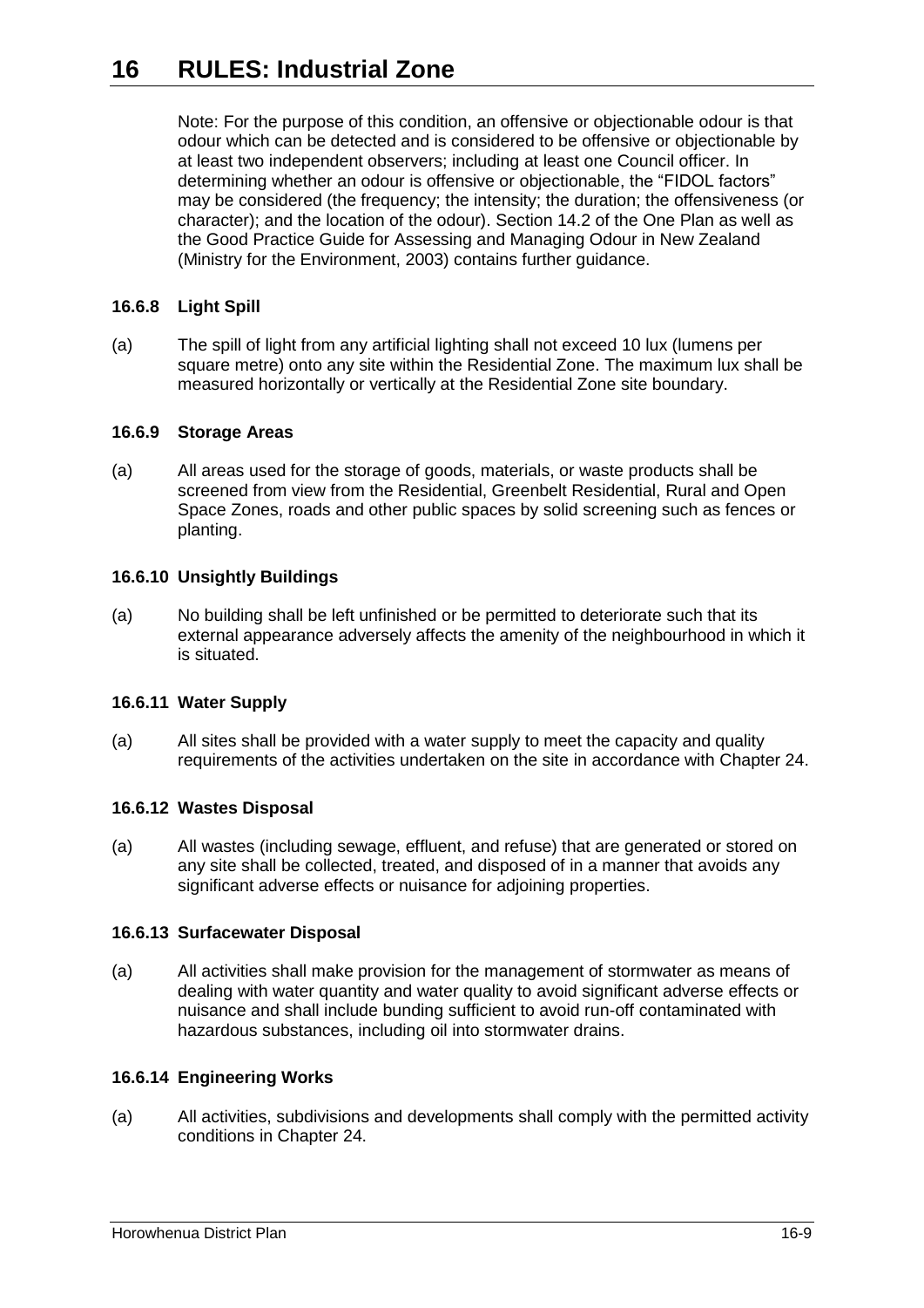# 16 RULES: Industrial Zone

Note: For the purpose of this condition, an offensive or objectionable odour is that odour which can be detected and is considered to be offensive or objectionable by at least two independent observers; including at least one Council officer. In determining whether an odour is offensive or objectionable, the "FIDOL factors" may be considered (the frequency; the intensity; the duration; the offensiveness (or character); and the location of the odour). Section 14.2 of the One Plan as well as the Good Practice Guide for Assessing and Managing Odour in New Zealand (Ministry for the Environment, 2003) contains further guidance.

### 16.6.8 Light Spill

(a) The spill of light from any artificial lighting shall not exceed 10 lux (lumens per square metre) onto any site within the Residential Zone. The maximum lux shall be measured horizontally or vertically at the Residential Zone site boundary.

### 16.6.9 Storage Areas

(a) All areas used for the storage of goods, materials, or waste products shall be screened from view from the Residential, Greenbelt Residential, Rural and Open Space Zones, roads and other public spaces by solid screening such as fences or planting.

### 16.6.10 Unsightly Buildings

(a) No building shall be left unfinished or be permitted to deteriorate such that its external appearance adversely affects the amenity of the neighbourhood in which it is situated.

### 16.6.11 Water Supply

(a) All sites shall be provided with a water supply to meet the capacity and quality requirements of the activities undertaken on the site in accordance with Chapter 24.

### 16.6.12 Wastes Disposal

(a) All wastes (including sewage, effluent, and refuse) that are generated or stored on any site shall be collected, treated, and disposed of in a manner that avoids any significant adverse effects or nuisance for adjoining properties.

### 16.6.13 Surfacewater Disposal

(a) All activities shall make provision for the management of stormwater as means of dealing with water quantity and water quality to avoid significant adverse effects or nuisance and shall include bunding sufficient to avoid run-off contaminated with hazardous substances, including oil into stormwater drains.

### 16.6.14 Engineering Works

(a) All activities, subdivisions and developments shall comply with the permitted activity conditions in Chapter 24.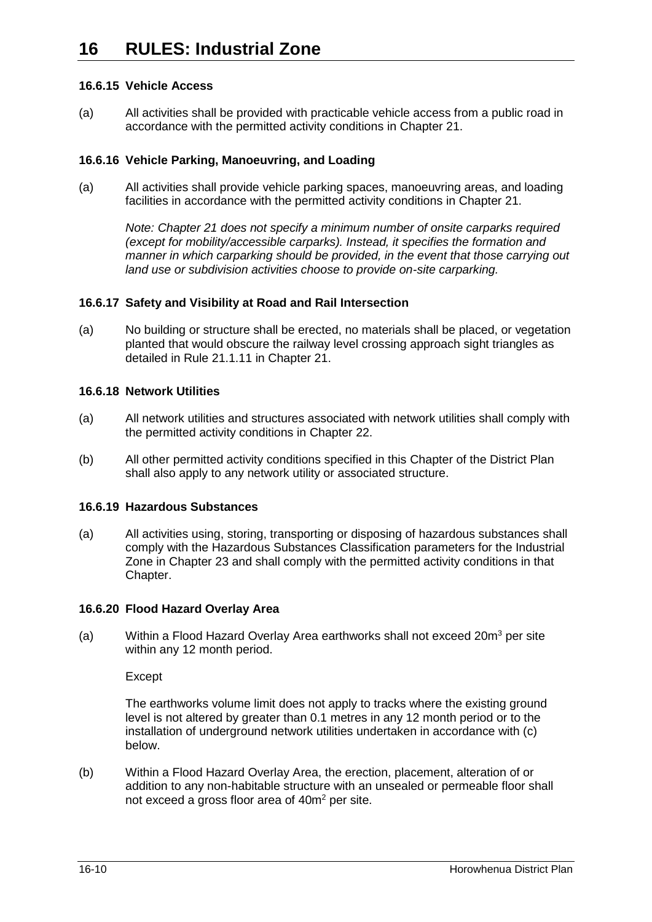#### 16.6.15 Vehicle Access

(a) All activities shall be provided with practicable vehicle access from a public road in accordance with the permitted activity conditions in Chapter 21.

#### 16.6.16 Vehicle Parking, Manoeuvring, and Loading

(a) All activities shall provide vehicle parking spaces, manoeuvring areas, and loading facilities in accordance with the permitted activity conditions in Chapter 21.

*Note: Chapter 21 does not specify a minimum number of onsite carparks required (except for mobility/accessible carparks). Instead, it specifies the formation and manner in which carparking should be provided, in the event that those carrying out land use or subdivision activities choose to provide on-site carparking.*

#### 16.6.17 Safety and Visibility at Road and Rail Intersection

(a) No building or structure shall be erected, no materials shall be placed, or vegetation planted that would obscure the railway level crossing approach sight triangles as detailed in Rule 21.1.11 in Chapter 21.

#### 16.6.18 Network Utilities

(a) All network utilities and structures associated with network utilities shall comply with the permitted activity conditions in Chapter 22.

(b) All other permitted activity conditions specified in this Chapter of the District Plan shall also apply to any network utility or associated structure.

#### 16.6.19 Hazardous Substances

(a) All activities using, storing, transporting or disposing of hazardous substances shall comply with the Hazardous Substances Classification parameters for the Industrial Zone in Chapter 23 and shall comply with the permitted activity conditions in that Chapter.

#### 16.6.20 Flood Hazard Overlay Area

(a) Within a Flood Hazard Overlay Area earthworks shall not exceed $20m^3$ per site within any 12 month period.

Except

The earthworks volume limit does not apply to tracks where the existing ground level is not altered by greater than 0.1 metres in any 12 month period or to the installation of underground network utilities undertaken in accordance with (c) below.

(b) Within a Flood Hazard Overlay Area, the erection, placement, alteration of or addition to any non-habitable structure with an unsealed or permeable floor shall not exceed a gross floor area of $40m^2$ per site.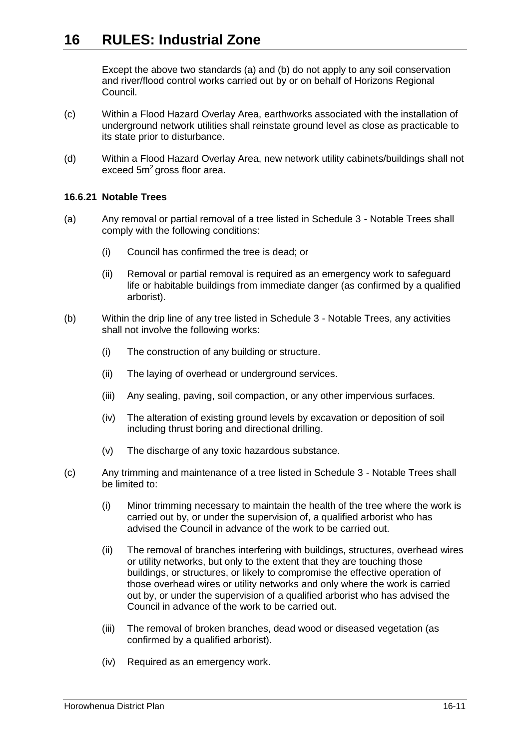Except the above two standards (a) and (b) do not apply to any soil conservation and river/flood control works carried out by or on behalf of Horizons Regional Council.

(c) Within a Flood Hazard Overlay Area, earthworks associated with the installation of underground network utilities shall reinstate ground level as close as practicable to its state prior to disturbance.

(d) Within a Flood Hazard Overlay Area, new network utility cabinets/buildings shall not exceed $5m^2$ gross floor area.

### 16.6.21 Notable Trees

(a) Any removal or partial removal of a tree listed in Schedule 3 - Notable Trees shall comply with the following conditions:

   (i) Council has confirmed the tree is dead; or

   (ii) Removal or partial removal is required as an emergency work to safeguard life or habitable buildings from immediate danger (as confirmed by a qualified arborist).

(b) Within the drip line of any tree listed in Schedule 3 - Notable Trees, any activities shall not involve the following works:

   (i) The construction of any building or structure.

   (ii) The laying of overhead or underground services.

   (iii) Any sealing, paving, soil compaction, or any other impervious surfaces.

   (iv) The alteration of existing ground levels by excavation or deposition of soil including thrust boring and directional drilling.

   (v) The discharge of any toxic hazardous substance.

(c) Any trimming and maintenance of a tree listed in Schedule 3 - Notable Trees shall be limited to:

   (i) Minor trimming necessary to maintain the health of the tree where the work is carried out by, or under the supervision of, a qualified arborist who has advised the Council in advance of the work to be carried out.

   (ii) The removal of branches interfering with buildings, structures, overhead wires or utility networks, but only to the extent that they are touching those buildings, or structures, or likely to compromise the effective operation of those overhead wires or utility networks and only where the work is carried out by, or under the supervision of a qualified arborist who has advised the Council in advance of the work to be carried out.

   (iii) The removal of broken branches, dead wood or diseased vegetation (as confirmed by a qualified arborist).

   (iv) Required as an emergency work.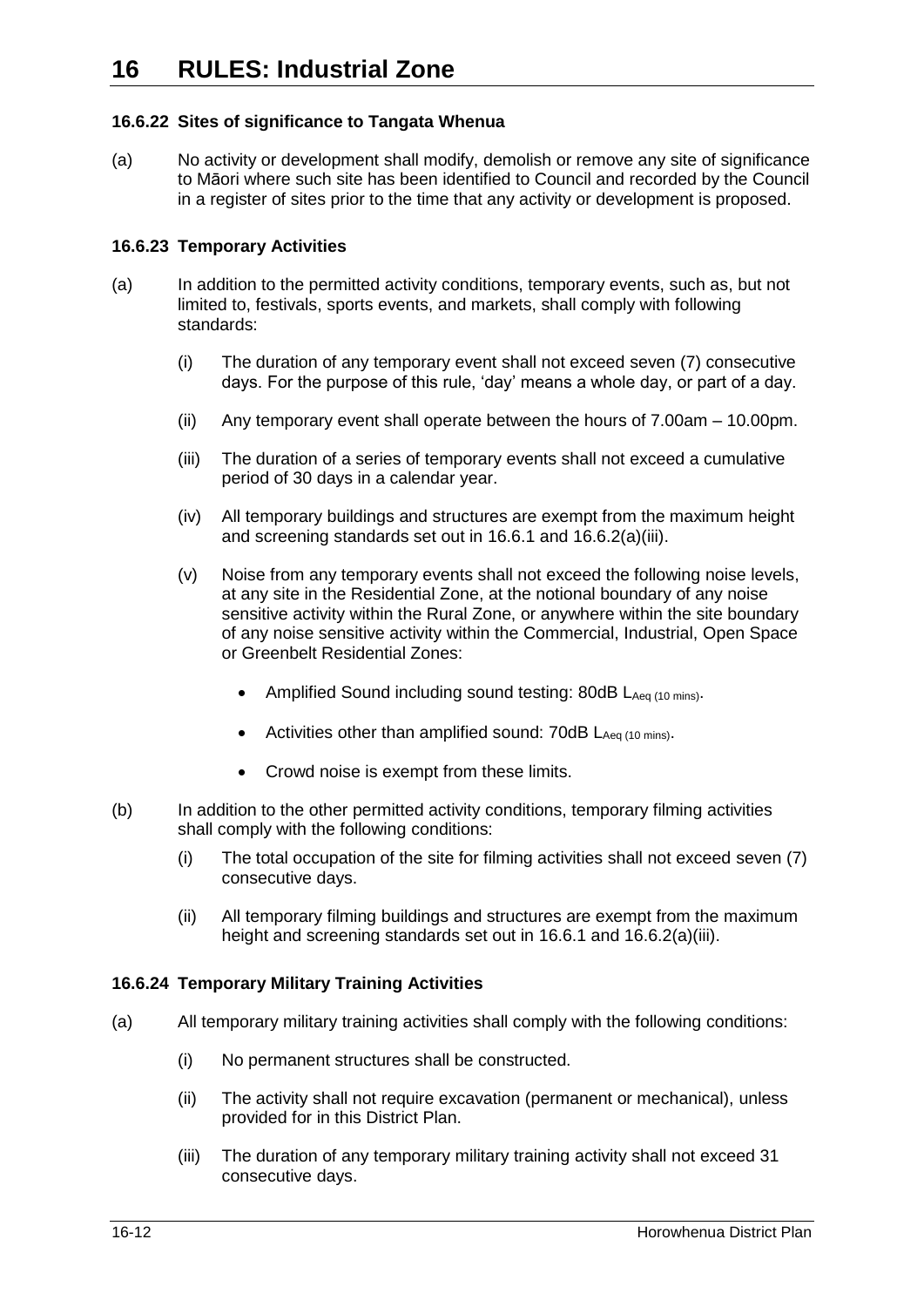# 16 RULES: Industrial Zone

### 16.6.22 Sites of significance to Tangata Whenua

(a) No activity or development shall modify, demolish or remove any site of significance to Māori where such site has been identified to Council and recorded by the Council in a register of sites prior to the time that any activity or development is proposed.

### 16.6.23 Temporary Activities

(a) In addition to the permitted activity conditions, temporary events, such as, but not limited to, festivals, sports events, and markets, shall comply with following standards:

  (i) The duration of any temporary event shall not exceed seven (7) consecutive days. For the purpose of this rule, 'day' means a whole day, or part of a day.

  (ii) Any temporary event shall operate between the hours of 7.00am – 10.00pm.

  (iii) The duration of a series of temporary events shall not exceed a cumulative period of 30 days in a calendar year.

  (iv) All temporary buildings and structures are exempt from the maximum height and screening standards set out in 16.6.1 and 16.6.2(a)(iii).

  (v) Noise from any temporary events shall not exceed the following noise levels, at any site in the Residential Zone, at the notional boundary of any noise sensitive activity within the Rural Zone, or anywhere within the site boundary of any noise sensitive activity within the Commercial, Industrial, Open Space or Greenbelt Residential Zones:

  - Amplified Sound including sound testing: 80dB $L_{Aeq\ (10\ mins)}$.
  - Activities other than amplified sound: 70dB $L_{Aeq\ (10\ mins)}$.
  - Crowd noise is exempt from these limits.

(b) In addition to the other permitted activity conditions, temporary filming activities shall comply with the following conditions:

  (i) The total occupation of the site for filming activities shall not exceed seven (7) consecutive days.

  (ii) All temporary filming buildings and structures are exempt from the maximum height and screening standards set out in 16.6.1 and 16.6.2(a)(iii).

### 16.6.24 Temporary Military Training Activities

(a) All temporary military training activities shall comply with the following conditions:

  (i) No permanent structures shall be constructed.

  (ii) The activity shall not require excavation (permanent or mechanical), unless provided for in this District Plan.

  (iii) The duration of any temporary military training activity shall not exceed 31 consecutive days.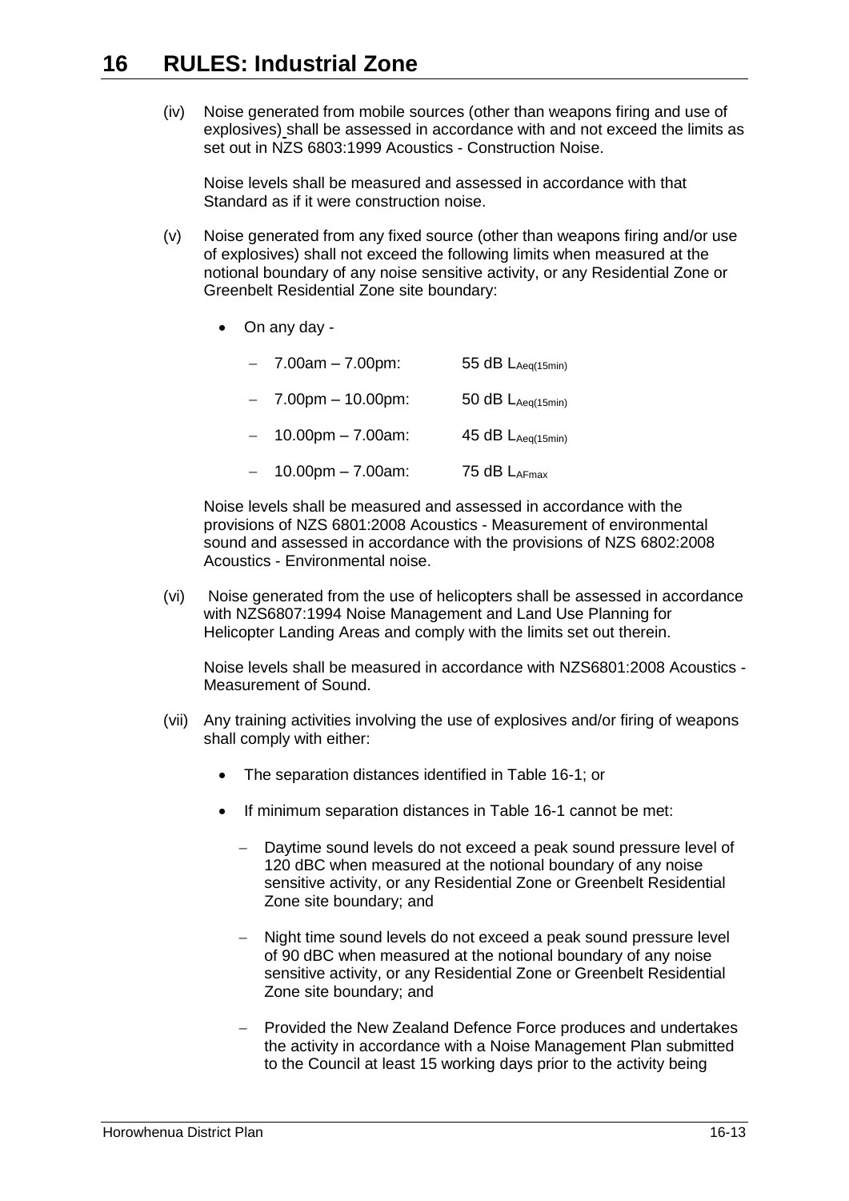# 16 RULES: Industrial Zone

(iv) Noise generated from mobile sources (other than weapons firing and use of explosives) shall be assessed in accordance with and not exceed the limits as set out in NZS 6803:1999 Acoustics - Construction Noise.

Noise levels shall be measured and assessed in accordance with that Standard as if it were construction noise.

(v) Noise generated from any fixed source (other than weapons firing and/or use of explosives) shall not exceed the following limits when measured at the notional boundary of any noise sensitive activity, or any Residential Zone or Greenbelt Residential Zone site boundary:

- On any day -
  - 7.00am – 7.00pm: 55 dB $L_{Aeq(15min)}$
  - 7.00pm – 10.00pm: 50 dB $L_{Aeq(15min)}$
  - 10.00pm – 7.00am: 45 dB $L_{Aeq(15min)}$
  - 10.00pm – 7.00am: 75 dB $L_{AFmax}$

Noise levels shall be measured and assessed in accordance with the provisions of NZS 6801:2008 Acoustics - Measurement of environmental sound and assessed in accordance with the provisions of NZS 6802:2008 Acoustics - Environmental noise.

(vi) Noise generated from the use of helicopters shall be assessed in accordance with NZS6807:1994 Noise Management and Land Use Planning for Helicopter Landing Areas and comply with the limits set out therein.

Noise levels shall be measured in accordance with NZS6801:2008 Acoustics - Measurement of Sound.

(vii) Any training activities involving the use of explosives and/or firing of weapons shall comply with either:

- The separation distances identified in Table 16-1; or
- If minimum separation distances in Table 16-1 cannot be met:
  - Daytime sound levels do not exceed a peak sound pressure level of 120 dBC when measured at the notional boundary of any noise sensitive activity, or any Residential Zone or Greenbelt Residential Zone site boundary; and
  - Night time sound levels do not exceed a peak sound pressure level of 90 dBC when measured at the notional boundary of any noise sensitive activity, or any Residential Zone or Greenbelt Residential Zone site boundary; and
  - Provided the New Zealand Defence Force produces and undertakes the activity in accordance with a Noise Management Plan submitted to the Council at least 15 working days prior to the activity being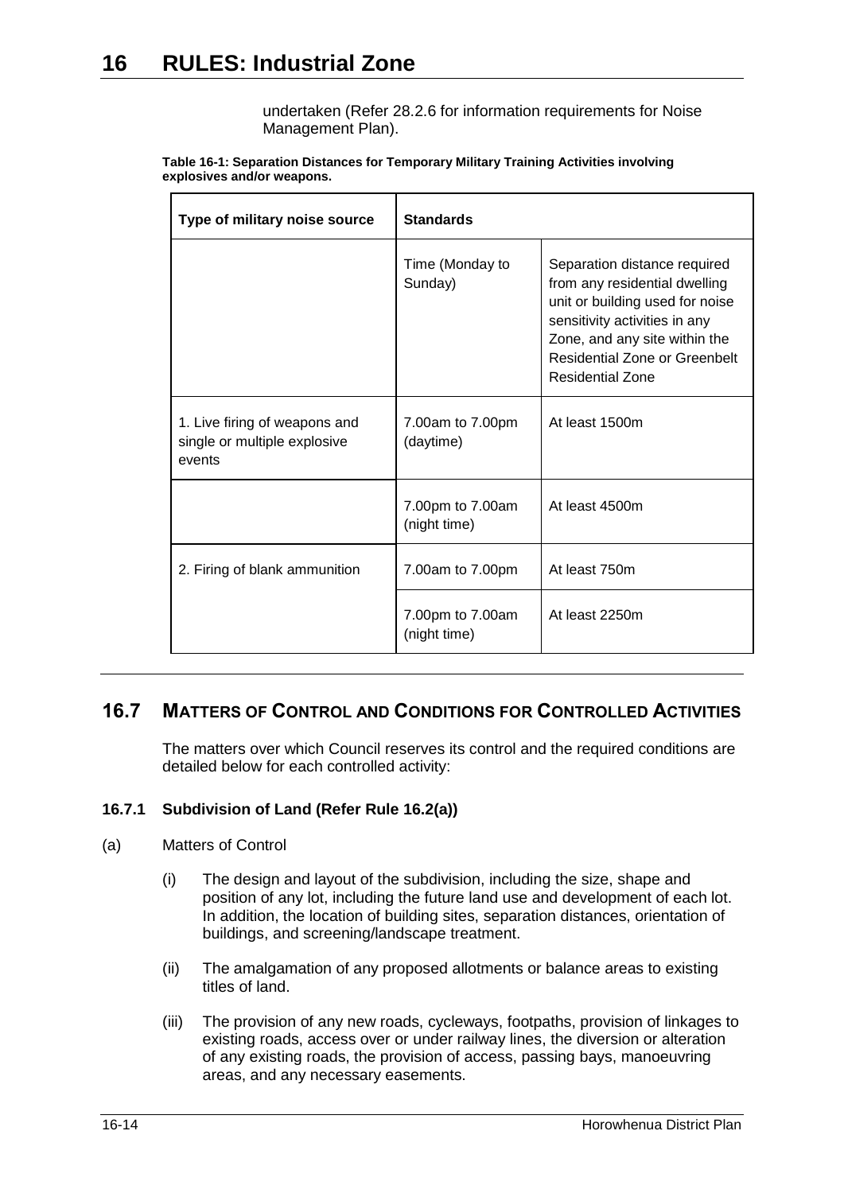undertaken (Refer 28.2.6 for information requirements for Noise Management Plan).

**Table 16-1: Separation Distances for Temporary Military Training Activities involving explosives and/or weapons.**

| Type of military noise source | Standards | |
|---|---|---|
| | Time (Monday to Sunday) | Separation distance required from any residential dwelling unit or building used for noise sensitivity activities in any Zone, and any site within the Residential Zone or Greenbelt Residential Zone |
| 1. Live firing of weapons and single or multiple explosive events | 7.00am to 7.00pm (daytime) | At least 1500m |
| | 7.00pm to 7.00am (night time) | At least 4500m |
| 2. Firing of blank ammunition | 7.00am to 7.00pm | At least 750m |
| | 7.00pm to 7.00am (night time) | At least 2250m |

## 16.7 MATTERS OF CONTROL AND CONDITIONS FOR CONTROLLED ACTIVITIES

The matters over which Council reserves its control and the required conditions are detailed below for each controlled activity:

### 16.7.1 Subdivision of Land (Refer Rule 16.2(a))

(a) Matters of Control

(i) The design and layout of the subdivision, including the size, shape and position of any lot, including the future land use and development of each lot. In addition, the location of building sites, separation distances, orientation of buildings, and screening/landscape treatment.

(ii) The amalgamation of any proposed allotments or balance areas to existing titles of land.

(iii) The provision of any new roads, cycleways, footpaths, provision of linkages to existing roads, access over or under railway lines, the diversion or alteration of any existing roads, the provision of access, passing bays, manoeuvring areas, and any necessary easements.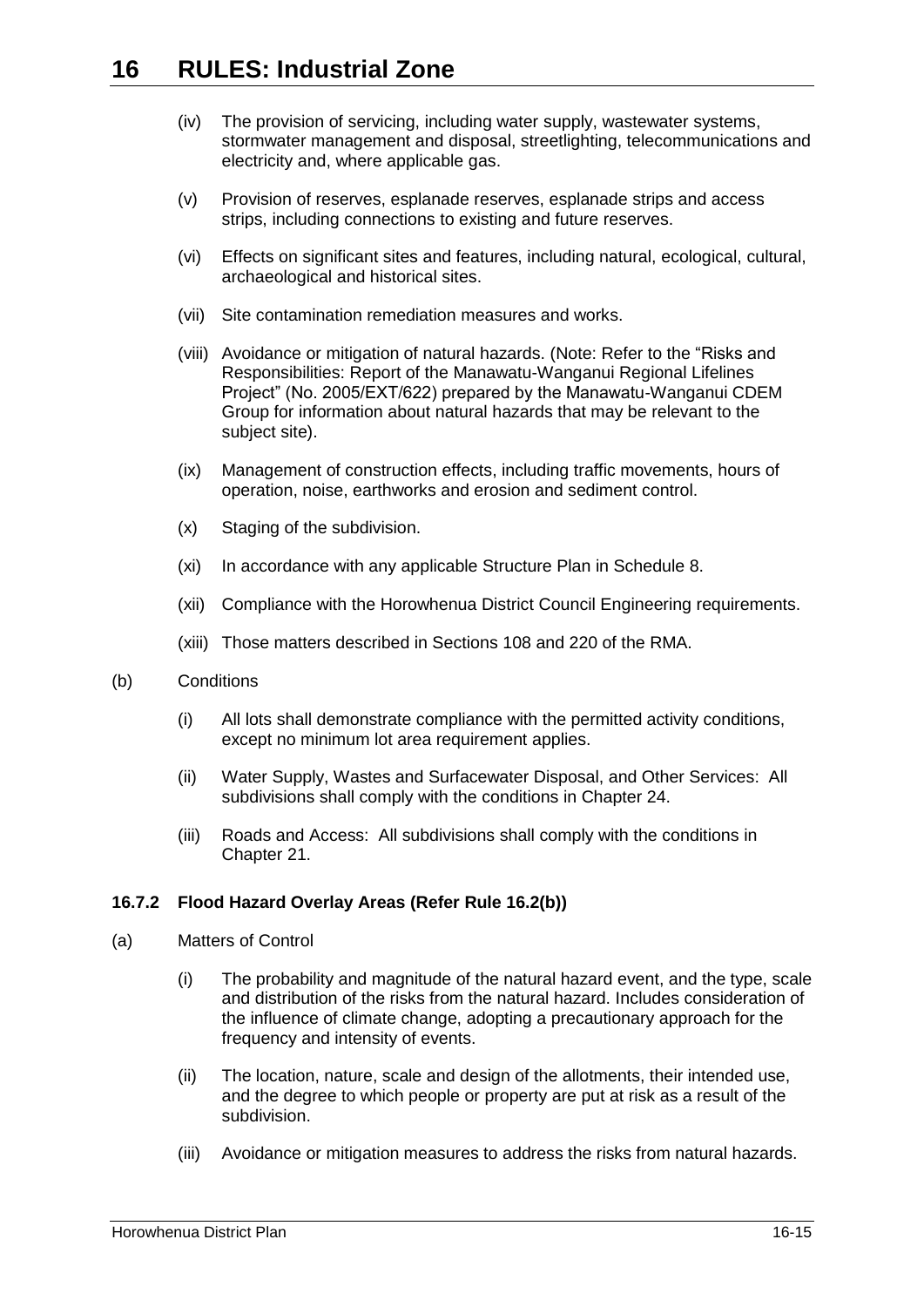(iv) The provision of servicing, including water supply, wastewater systems, stormwater management and disposal, streetlighting, telecommunications and electricity and, where applicable gas.

(v) Provision of reserves, esplanade reserves, esplanade strips and access strips, including connections to existing and future reserves.

(vi) Effects on significant sites and features, including natural, ecological, cultural, archaeological and historical sites.

(vii) Site contamination remediation measures and works.

(viii) Avoidance or mitigation of natural hazards. (Note: Refer to the "Risks and Responsibilities: Report of the Manawatu-Wanganui Regional Lifelines Project" (No. 2005/EXT/622) prepared by the Manawatu-Wanganui CDEM Group for information about natural hazards that may be relevant to the subject site).

(ix) Management of construction effects, including traffic movements, hours of operation, noise, earthworks and erosion and sediment control.

(x) Staging of the subdivision.

(xi) In accordance with any applicable Structure Plan in Schedule 8.

(xii) Compliance with the Horowhenua District Council Engineering requirements.

(xiii) Those matters described in Sections 108 and 220 of the RMA.

(b) Conditions

(i) All lots shall demonstrate compliance with the permitted activity conditions, except no minimum lot area requirement applies.

(ii) Water Supply, Wastes and Surfacewater Disposal, and Other Services: All subdivisions shall comply with the conditions in Chapter 24.

(iii) Roads and Access: All subdivisions shall comply with the conditions in Chapter 21.

#### 16.7.2 Flood Hazard Overlay Areas (Refer Rule 16.2(b))

(a) Matters of Control

(i) The probability and magnitude of the natural hazard event, and the type, scale and distribution of the risks from the natural hazard. Includes consideration of the influence of climate change, adopting a precautionary approach for the frequency and intensity of events.

(ii) The location, nature, scale and design of the allotments, their intended use, and the degree to which people or property are put at risk as a result of the subdivision.

(iii) Avoidance or mitigation measures to address the risks from natural hazards.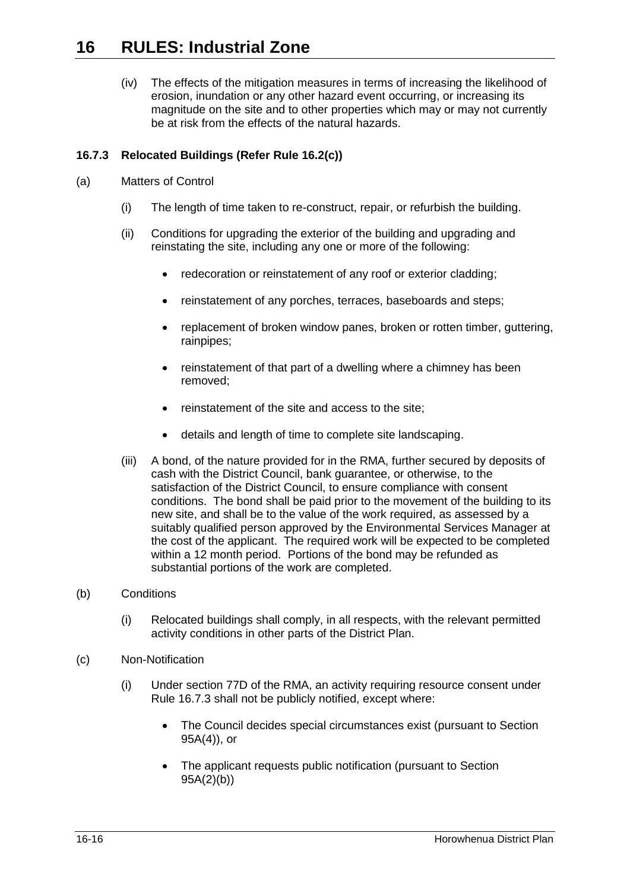(iv) The effects of the mitigation measures in terms of increasing the likelihood of erosion, inundation or any other hazard event occurring, or increasing its magnitude on the site and to other properties which may or may not currently be at risk from the effects of the natural hazards.

### 16.7.3 Relocated Buildings (Refer Rule 16.2(c))

(a) Matters of Control

(i) The length of time taken to re-construct, repair, or refurbish the building.

(ii) Conditions for upgrading the exterior of the building and upgrading and reinstating the site, including any one or more of the following:

- redecoration or reinstatement of any roof or exterior cladding;
- reinstatement of any porches, terraces, baseboards and steps;
- replacement of broken window panes, broken or rotten timber, guttering, rainpipes;
- reinstatement of that part of a dwelling where a chimney has been removed;
- reinstatement of the site and access to the site;
- details and length of time to complete site landscaping.

(iii) A bond, of the nature provided for in the RMA, further secured by deposits of cash with the District Council, bank guarantee, or otherwise, to the satisfaction of the District Council, to ensure compliance with consent conditions. The bond shall be paid prior to the movement of the building to its new site, and shall be to the value of the work required, as assessed by a suitably qualified person approved by the Environmental Services Manager at the cost of the applicant. The required work will be expected to be completed within a 12 month period. Portions of the bond may be refunded as substantial portions of the work are completed.

(b) Conditions

(i) Relocated buildings shall comply, in all respects, with the relevant permitted activity conditions in other parts of the District Plan.

(c) Non-Notification

(i) Under section 77D of the RMA, an activity requiring resource consent under Rule 16.7.3 shall not be publicly notified, except where:

- The Council decides special circumstances exist (pursuant to Section 95A(4)), or
- The applicant requests public notification (pursuant to Section 95A(2)(b))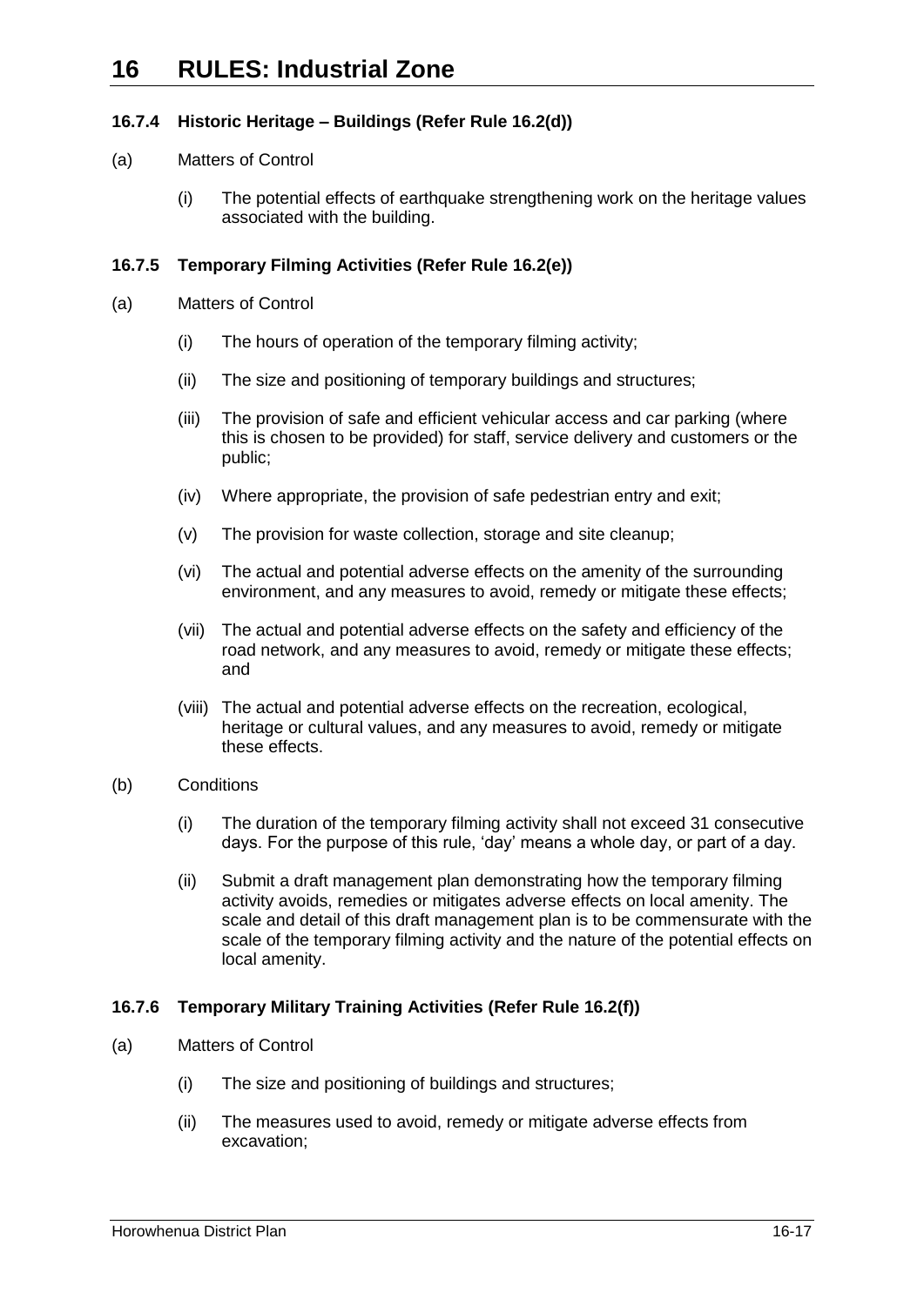### 16.7.4 Historic Heritage – Buildings (Refer Rule 16.2(d))

(a) Matters of Control

(i) The potential effects of earthquake strengthening work on the heritage values associated with the building.

### 16.7.5 Temporary Filming Activities (Refer Rule 16.2(e))

(a) Matters of Control

(i) The hours of operation of the temporary filming activity;

(ii) The size and positioning of temporary buildings and structures;

(iii) The provision of safe and efficient vehicular access and car parking (where this is chosen to be provided) for staff, service delivery and customers or the public;

(iv) Where appropriate, the provision of safe pedestrian entry and exit;

(v) The provision for waste collection, storage and site cleanup;

(vi) The actual and potential adverse effects on the amenity of the surrounding environment, and any measures to avoid, remedy or mitigate these effects;

(vii) The actual and potential adverse effects on the safety and efficiency of the road network, and any measures to avoid, remedy or mitigate these effects; and

(viii) The actual and potential adverse effects on the recreation, ecological, heritage or cultural values, and any measures to avoid, remedy or mitigate these effects.

(b) Conditions

(i) The duration of the temporary filming activity shall not exceed 31 consecutive days. For the purpose of this rule, 'day' means a whole day, or part of a day.

(ii) Submit a draft management plan demonstrating how the temporary filming activity avoids, remedies or mitigates adverse effects on local amenity. The scale and detail of this draft management plan is to be commensurate with the scale of the temporary filming activity and the nature of the potential effects on local amenity.

### 16.7.6 Temporary Military Training Activities (Refer Rule 16.2(f))

(a) Matters of Control

(i) The size and positioning of buildings and structures;

(ii) The measures used to avoid, remedy or mitigate adverse effects from excavation;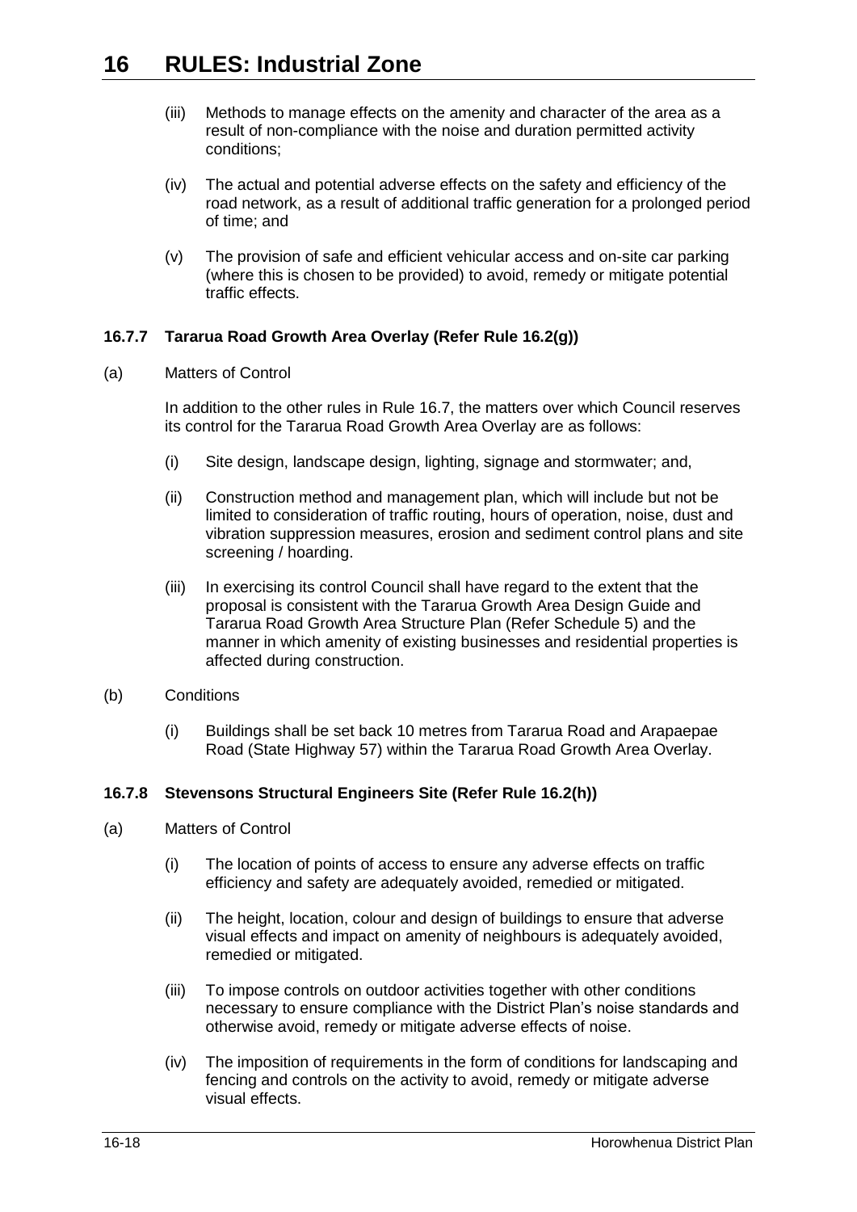(iii) Methods to manage effects on the amenity and character of the area as a result of non-compliance with the noise and duration permitted activity conditions;

(iv) The actual and potential adverse effects on the safety and efficiency of the road network, as a result of additional traffic generation for a prolonged period of time; and

(v) The provision of safe and efficient vehicular access and on-site car parking (where this is chosen to be provided) to avoid, remedy or mitigate potential traffic effects.

### 16.7.7 Tararua Road Growth Area Overlay (Refer Rule 16.2(g))

(a) Matters of Control

In addition to the other rules in Rule 16.7, the matters over which Council reserves its control for the Tararua Road Growth Area Overlay are as follows:

(i) Site design, landscape design, lighting, signage and stormwater; and,

(ii) Construction method and management plan, which will include but not be limited to consideration of traffic routing, hours of operation, noise, dust and vibration suppression measures, erosion and sediment control plans and site screening / hoarding.

(iii) In exercising its control Council shall have regard to the extent that the proposal is consistent with the Tararua Growth Area Design Guide and Tararua Road Growth Area Structure Plan (Refer Schedule 5) and the manner in which amenity of existing businesses and residential properties is affected during construction.

(b) Conditions

(i) Buildings shall be set back 10 metres from Tararua Road and Arapaepae Road (State Highway 57) within the Tararua Road Growth Area Overlay.

### 16.7.8 Stevensons Structural Engineers Site (Refer Rule 16.2(h))

(a) Matters of Control

(i) The location of points of access to ensure any adverse effects on traffic efficiency and safety are adequately avoided, remedied or mitigated.

(ii) The height, location, colour and design of buildings to ensure that adverse visual effects and impact on amenity of neighbours is adequately avoided, remedied or mitigated.

(iii) To impose controls on outdoor activities together with other conditions necessary to ensure compliance with the District Plan's noise standards and otherwise avoid, remedy or mitigate adverse effects of noise.

(iv) The imposition of requirements in the form of conditions for landscaping and fencing and controls on the activity to avoid, remedy or mitigate adverse visual effects.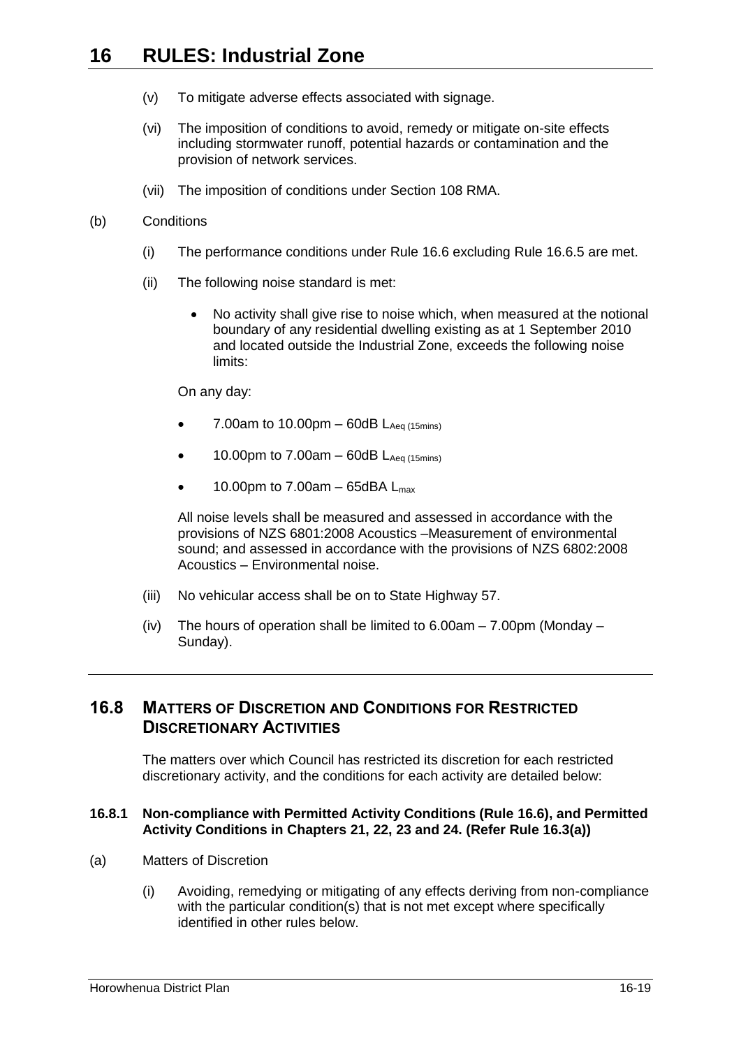(v) To mitigate adverse effects associated with signage.

(vi) The imposition of conditions to avoid, remedy or mitigate on-site effects including stormwater runoff, potential hazards or contamination and the provision of network services.

(vii) The imposition of conditions under Section 108 RMA.

(b) Conditions

(i) The performance conditions under Rule 16.6 excluding Rule 16.6.5 are met.

(ii) The following noise standard is met:

- No activity shall give rise to noise which, when measured at the notional boundary of any residential dwelling existing as at 1 September 2010 and located outside the Industrial Zone, exceeds the following noise limits:

On any day:

- 7.00am to 10.00pm – 60dB $L_{Aeq\ (15mins)}$
- 10.00pm to 7.00am – 60dB $L_{Aeq\ (15mins)}$
- 10.00pm to 7.00am – 65dBA $L_{max}$

All noise levels shall be measured and assessed in accordance with the provisions of NZS 6801:2008 Acoustics –Measurement of environmental sound; and assessed in accordance with the provisions of NZS 6802:2008 Acoustics – Environmental noise.

(iii) No vehicular access shall be on to State Highway 57.

(iv) The hours of operation shall be limited to 6.00am – 7.00pm (Monday – Sunday).

## 16.8 MATTERS OF DISCRETION AND CONDITIONS FOR RESTRICTED DISCRETIONARY ACTIVITIES

The matters over which Council has restricted its discretion for each restricted discretionary activity, and the conditions for each activity are detailed below:

### 16.8.1 Non-compliance with Permitted Activity Conditions (Rule 16.6), and Permitted Activity Conditions in Chapters 21, 22, 23 and 24. (Refer Rule 16.3(a))

(a) Matters of Discretion

(i) Avoiding, remedying or mitigating of any effects deriving from non-compliance with the particular condition(s) that is not met except where specifically identified in other rules below.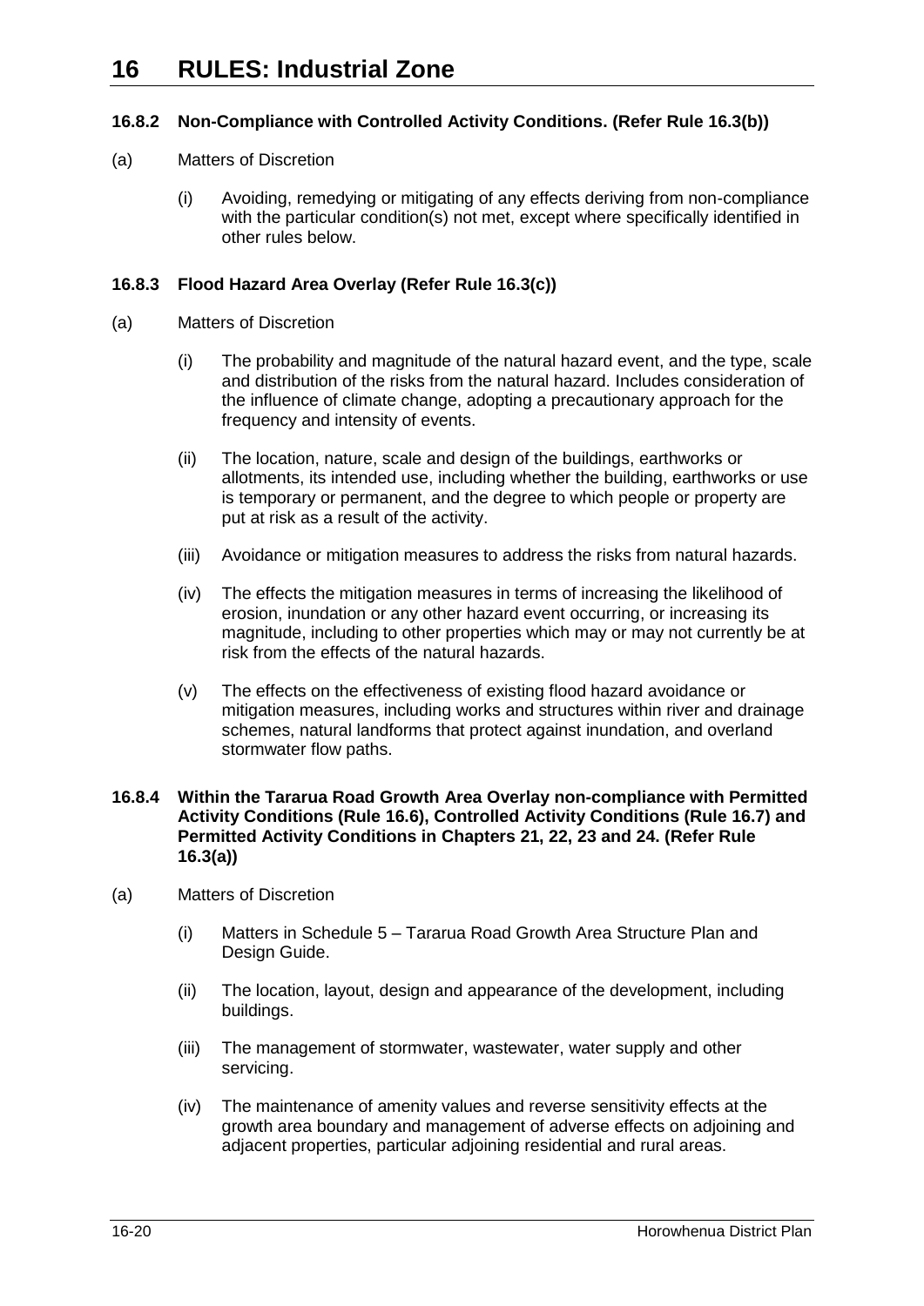### 16.8.2 Non-Compliance with Controlled Activity Conditions. (Refer Rule 16.3(b))

(a) Matters of Discretion

(i) Avoiding, remedying or mitigating of any effects deriving from non-compliance with the particular condition(s) not met, except where specifically identified in other rules below.

### 16.8.3 Flood Hazard Area Overlay (Refer Rule 16.3(c))

(a) Matters of Discretion

(i) The probability and magnitude of the natural hazard event, and the type, scale and distribution of the risks from the natural hazard. Includes consideration of the influence of climate change, adopting a precautionary approach for the frequency and intensity of events.

(ii) The location, nature, scale and design of the buildings, earthworks or allotments, its intended use, including whether the building, earthworks or use is temporary or permanent, and the degree to which people or property are put at risk as a result of the activity.

(iii) Avoidance or mitigation measures to address the risks from natural hazards.

(iv) The effects the mitigation measures in terms of increasing the likelihood of erosion, inundation or any other hazard event occurring, or increasing its magnitude, including to other properties which may or may not currently be at risk from the effects of the natural hazards.

(v) The effects on the effectiveness of existing flood hazard avoidance or mitigation measures, including works and structures within river and drainage schemes, natural landforms that protect against inundation, and overland stormwater flow paths.

### 16.8.4 Within the Tararua Road Growth Area Overlay non-compliance with Permitted Activity Conditions (Rule 16.6), Controlled Activity Conditions (Rule 16.7) and Permitted Activity Conditions in Chapters 21, 22, 23 and 24. (Refer Rule 16.3(a))

(a) Matters of Discretion

(i) Matters in Schedule 5 – Tararua Road Growth Area Structure Plan and Design Guide.

(ii) The location, layout, design and appearance of the development, including buildings.

(iii) The management of stormwater, wastewater, water supply and other servicing.

(iv) The maintenance of amenity values and reverse sensitivity effects at the growth area boundary and management of adverse effects on adjoining and adjacent properties, particular adjoining residential and rural areas.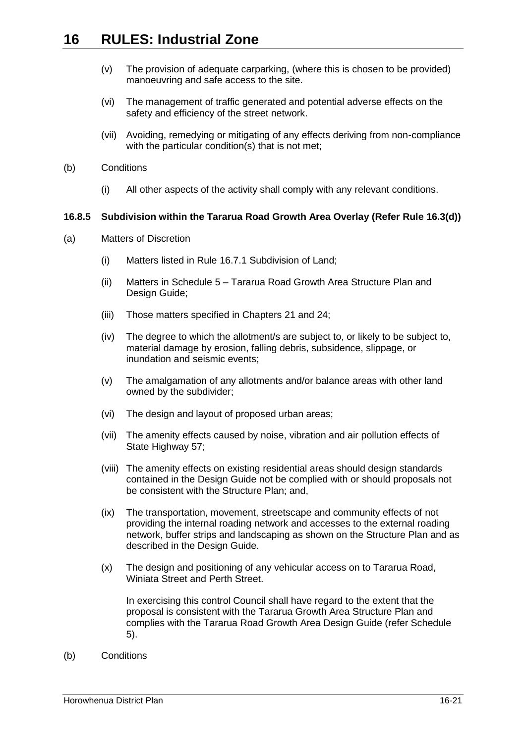(v) The provision of adequate carparking, (where this is chosen to be provided) manoeuvring and safe access to the site.

(vi) The management of traffic generated and potential adverse effects on the safety and efficiency of the street network.

(vii) Avoiding, remedying or mitigating of any effects deriving from non-compliance with the particular condition(s) that is not met;

(b) Conditions

(i) All other aspects of the activity shall comply with any relevant conditions.

#### 16.8.5 Subdivision within the Tararua Road Growth Area Overlay (Refer Rule 16.3(d))

(a) Matters of Discretion

(i) Matters listed in Rule 16.7.1 Subdivision of Land;

(ii) Matters in Schedule 5 – Tararua Road Growth Area Structure Plan and Design Guide;

(iii) Those matters specified in Chapters 21 and 24;

(iv) The degree to which the allotment/s are subject to, or likely to be subject to, material damage by erosion, falling debris, subsidence, slippage, or inundation and seismic events;

(v) The amalgamation of any allotments and/or balance areas with other land owned by the subdivider;

(vi) The design and layout of proposed urban areas;

(vii) The amenity effects caused by noise, vibration and air pollution effects of State Highway 57;

(viii) The amenity effects on existing residential areas should design standards contained in the Design Guide not be complied with or should proposals not be consistent with the Structure Plan; and,

(ix) The transportation, movement, streetscape and community effects of not providing the internal roading network and accesses to the external roading network, buffer strips and landscaping as shown on the Structure Plan and as described in the Design Guide.

(x) The design and positioning of any vehicular access on to Tararua Road, Winiata Street and Perth Street.

In exercising this control Council shall have regard to the extent that the proposal is consistent with the Tararua Growth Area Structure Plan and complies with the Tararua Road Growth Area Design Guide (refer Schedule 5).

(b) Conditions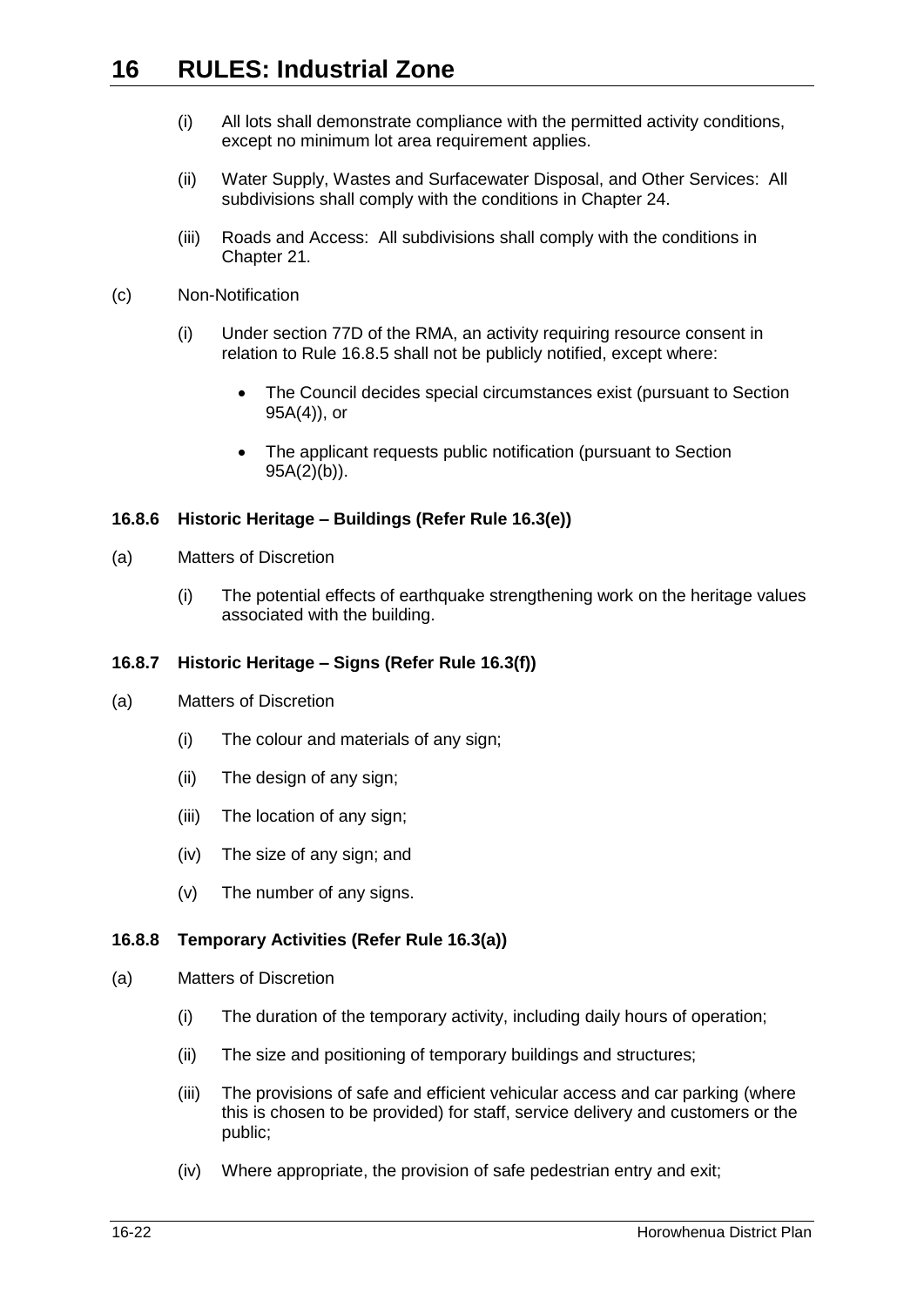(i) All lots shall demonstrate compliance with the permitted activity conditions, except no minimum lot area requirement applies.

(ii) Water Supply, Wastes and Surfacewater Disposal, and Other Services: All subdivisions shall comply with the conditions in Chapter 24.

(iii) Roads and Access: All subdivisions shall comply with the conditions in Chapter 21.

(c) Non-Notification

(i) Under section 77D of the RMA, an activity requiring resource consent in relation to Rule 16.8.5 shall not be publicly notified, except where:

- The Council decides special circumstances exist (pursuant to Section 95A(4)), or
- The applicant requests public notification (pursuant to Section 95A(2)(b)).

#### 16.8.6 Historic Heritage – Buildings (Refer Rule 16.3(e))

(a) Matters of Discretion

(i) The potential effects of earthquake strengthening work on the heritage values associated with the building.

#### 16.8.7 Historic Heritage – Signs (Refer Rule 16.3(f))

(a) Matters of Discretion

(i) The colour and materials of any sign;

(ii) The design of any sign;

(iii) The location of any sign;

(iv) The size of any sign; and

(v) The number of any signs.

#### 16.8.8 Temporary Activities (Refer Rule 16.3(a))

(a) Matters of Discretion

(i) The duration of the temporary activity, including daily hours of operation;

(ii) The size and positioning of temporary buildings and structures;

(iii) The provisions of safe and efficient vehicular access and car parking (where this is chosen to be provided) for staff, service delivery and customers or the public;

(iv) Where appropriate, the provision of safe pedestrian entry and exit;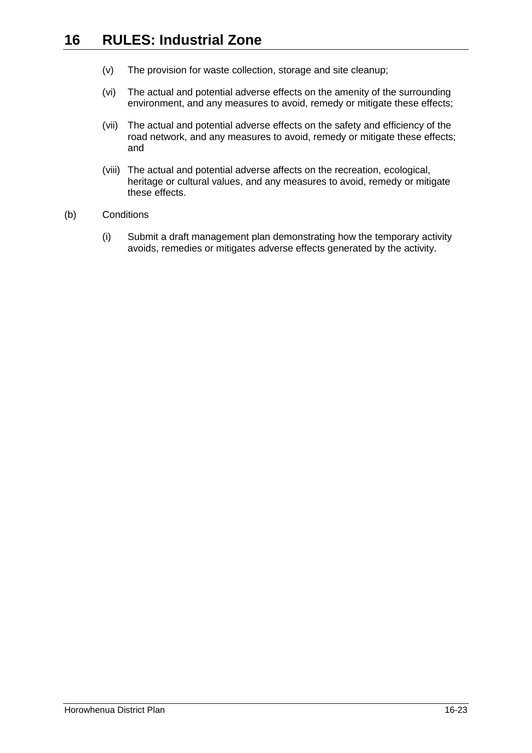(v) The provision for waste collection, storage and site cleanup;

(vi) The actual and potential adverse effects on the amenity of the surrounding environment, and any measures to avoid, remedy or mitigate these effects;

(vii) The actual and potential adverse effects on the safety and efficiency of the road network, and any measures to avoid, remedy or mitigate these effects; and

(viii) The actual and potential adverse affects on the recreation, ecological, heritage or cultural values, and any measures to avoid, remedy or mitigate these effects.

(b) Conditions

(i) Submit a draft management plan demonstrating how the temporary activity avoids, remedies or mitigates adverse effects generated by the activity.